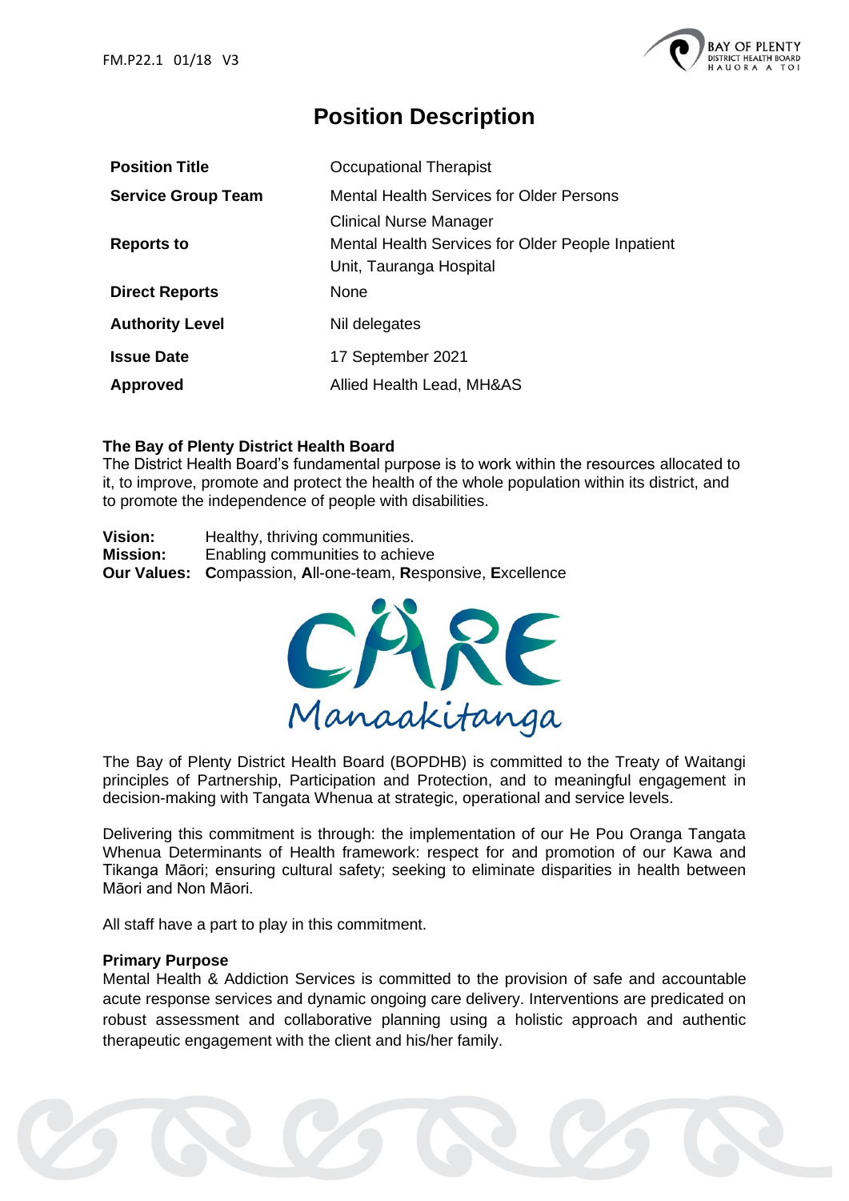# Position Description

| **Position Title** | Occupational Therapist |
|---|---|
| **Service Group Team** | Mental Health Services for Older Persons |
| **Reports to** | Clinical Nurse Manager<br>Mental Health Services for Older People Inpatient Unit, Tauranga Hospital |
| **Direct Reports** | None |
| **Authority Level** | Nil delegates |
| **Issue Date** | 17 September 2021 |
| **Approved** | Allied Health Lead, MH&AS |

**The Bay of Plenty District Health Board**

The District Health Board's fundamental purpose is to work within the resources allocated to it, to improve, promote and protect the health of the whole population within its district, and to promote the independence of people with disabilities.

**Vision:** Healthy, thriving communities.
**Mission:** Enabling communities to achieve
**Our Values:** **C**ompassion, **A**ll-one-team, **R**esponsive, **E**xcellence

CARE Manaakitanga

The Bay of Plenty District Health Board (BOPDHB) is committed to the Treaty of Waitangi principles of Partnership, Participation and Protection, and to meaningful engagement in decision-making with Tangata Whenua at strategic, operational and service levels.

Delivering this commitment is through: the implementation of our He Pou Oranga Tangata Whenua Determinants of Health framework: respect for and promotion of our Kawa and Tikanga Māori; ensuring cultural safety; seeking to eliminate disparities in health between Māori and Non Māori.

All staff have a part to play in this commitment.

**Primary Purpose**

Mental Health & Addiction Services is committed to the provision of safe and accountable acute response services and dynamic ongoing care delivery. Interventions are predicated on robust assessment and collaborative planning using a holistic approach and authentic therapeutic engagement with the client and his/her family.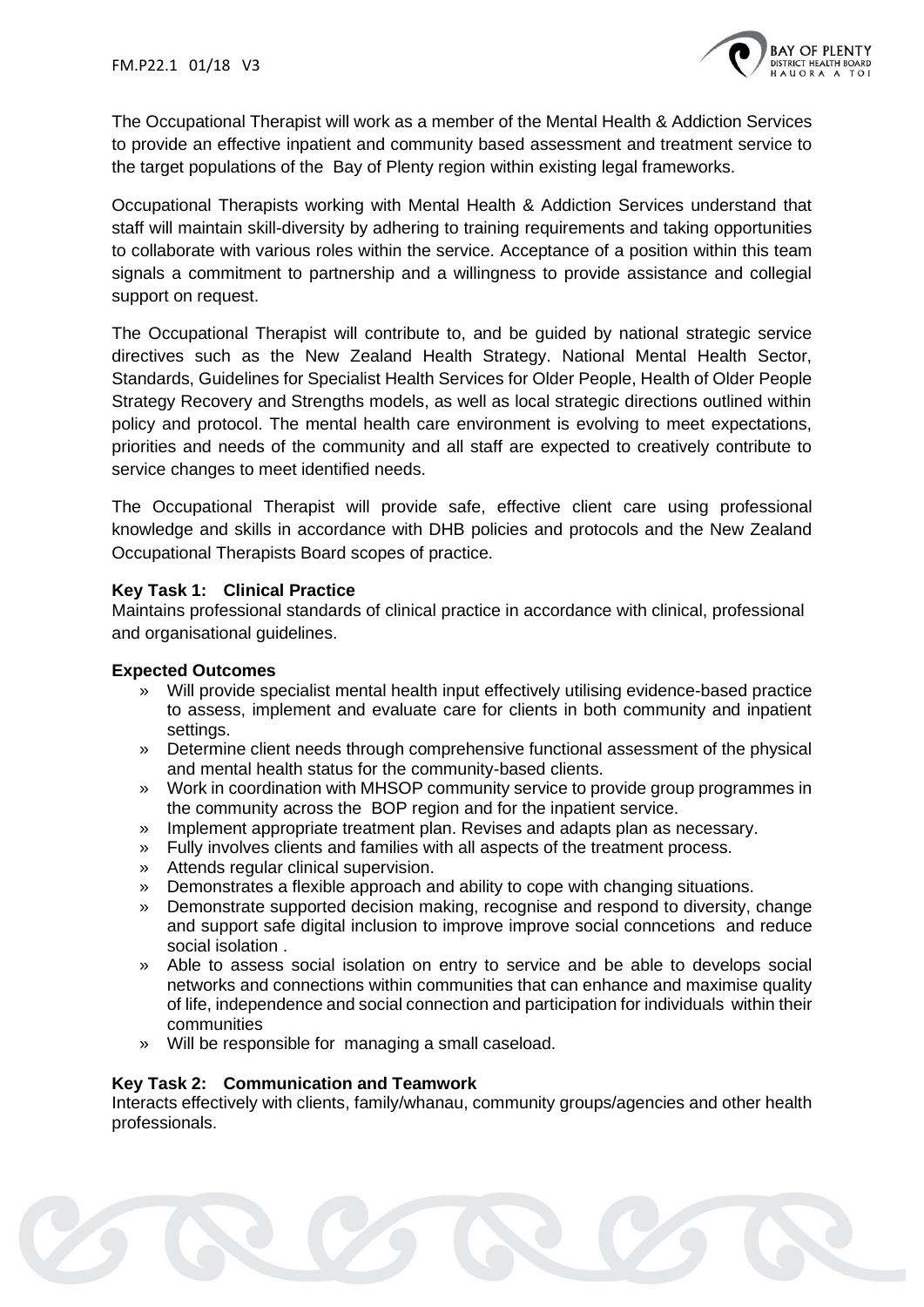The Occupational Therapist will work as a member of the Mental Health & Addiction Services to provide an effective inpatient and community based assessment and treatment service to the target populations of the Bay of Plenty region within existing legal frameworks.

Occupational Therapists working with Mental Health & Addiction Services understand that staff will maintain skill-diversity by adhering to training requirements and taking opportunities to collaborate with various roles within the service. Acceptance of a position within this team signals a commitment to partnership and a willingness to provide assistance and collegial support on request.

The Occupational Therapist will contribute to, and be guided by national strategic service directives such as the New Zealand Health Strategy. National Mental Health Sector, Standards, Guidelines for Specialist Health Services for Older People, Health of Older People Strategy Recovery and Strengths models, as well as local strategic directions outlined within policy and protocol. The mental health care environment is evolving to meet expectations, priorities and needs of the community and all staff are expected to creatively contribute to service changes to meet identified needs.

The Occupational Therapist will provide safe, effective client care using professional knowledge and skills in accordance with DHB policies and protocols and the New Zealand Occupational Therapists Board scopes of practice.

**Key Task 1: Clinical Practice**

Maintains professional standards of clinical practice in accordance with clinical, professional and organisational guidelines.

**Expected Outcomes**

- Will provide specialist mental health input effectively utilising evidence-based practice to assess, implement and evaluate care for clients in both community and inpatient settings.
- Determine client needs through comprehensive functional assessment of the physical and mental health status for the community-based clients.
- Work in coordination with MHSOP community service to provide group programmes in the community across the BOP region and for the inpatient service.
- Implement appropriate treatment plan. Revises and adapts plan as necessary.
- Fully involves clients and families with all aspects of the treatment process.
- Attends regular clinical supervision.
- Demonstrates a flexible approach and ability to cope with changing situations.
- Demonstrate supported decision making, recognise and respond to diversity, change and support safe digital inclusion to improve improve social conncetions and reduce social isolation .
- Able to assess social isolation on entry to service and be able to develops social networks and connections within communities that can enhance and maximise quality of life, independence and social connection and participation for individuals within their communities
- Will be responsible for managing a small caseload.

**Key Task 2: Communication and Teamwork**

Interacts effectively with clients, family/whanau, community groups/agencies and other health professionals.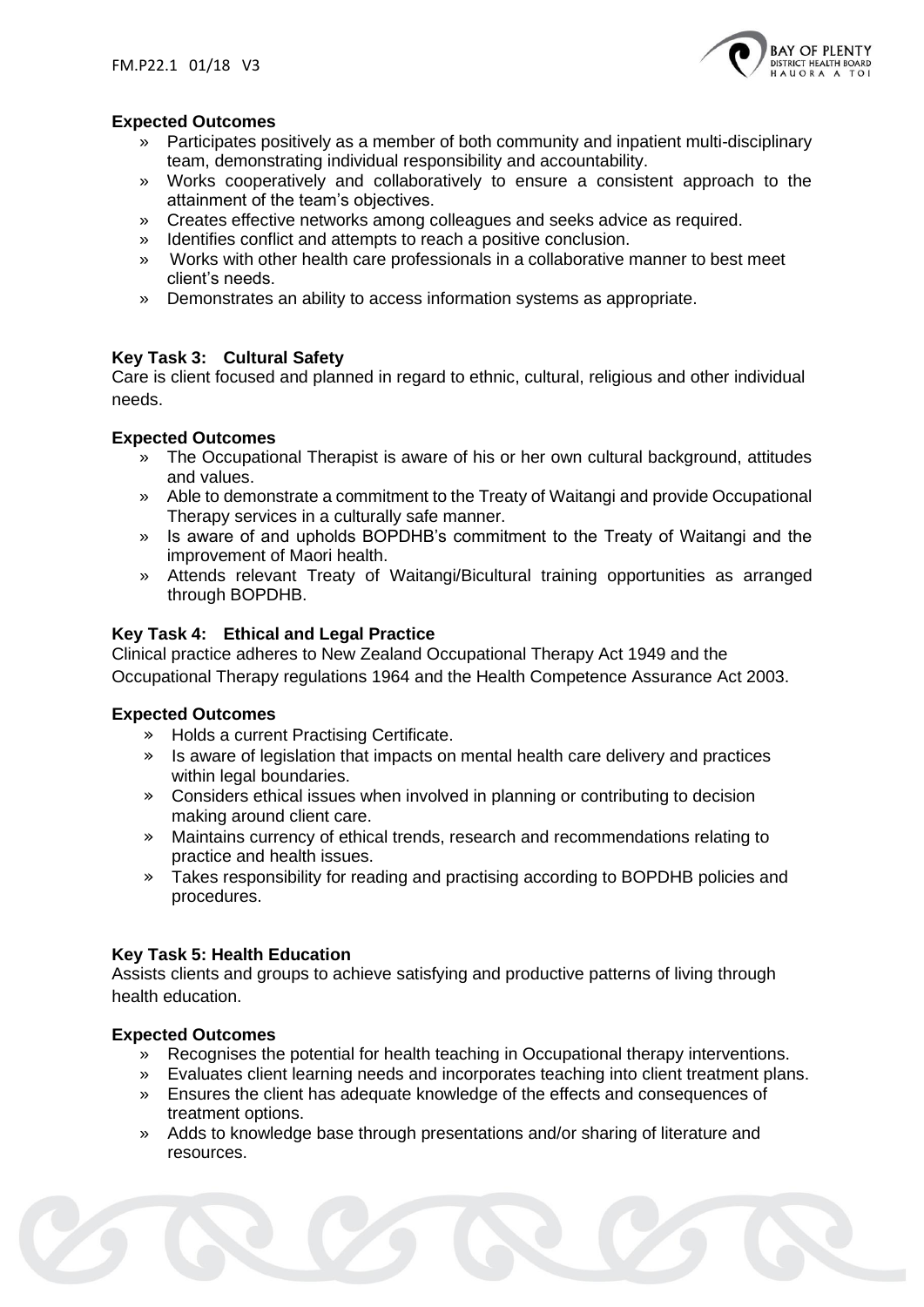**Expected Outcomes**

- Participates positively as a member of both community and inpatient multi-disciplinary team, demonstrating individual responsibility and accountability.
- Works cooperatively and collaboratively to ensure a consistent approach to the attainment of the team's objectives.
- Creates effective networks among colleagues and seeks advice as required.
- Identifies conflict and attempts to reach a positive conclusion.
- Works with other health care professionals in a collaborative manner to best meet client's needs.
- Demonstrates an ability to access information systems as appropriate.

**Key Task 3: Cultural Safety**

Care is client focused and planned in regard to ethnic, cultural, religious and other individual needs.

**Expected Outcomes**

- The Occupational Therapist is aware of his or her own cultural background, attitudes and values.
- Able to demonstrate a commitment to the Treaty of Waitangi and provide Occupational Therapy services in a culturally safe manner.
- Is aware of and upholds BOPDHB's commitment to the Treaty of Waitangi and the improvement of Maori health.
- Attends relevant Treaty of Waitangi/Bicultural training opportunities as arranged through BOPDHB.

**Key Task 4: Ethical and Legal Practice**

Clinical practice adheres to New Zealand Occupational Therapy Act 1949 and the Occupational Therapy regulations 1964 and the Health Competence Assurance Act 2003.

**Expected Outcomes**

- Holds a current Practising Certificate.
- Is aware of legislation that impacts on mental health care delivery and practices within legal boundaries.
- Considers ethical issues when involved in planning or contributing to decision making around client care.
- Maintains currency of ethical trends, research and recommendations relating to practice and health issues.
- Takes responsibility for reading and practising according to BOPDHB policies and procedures.

**Key Task 5: Health Education**

Assists clients and groups to achieve satisfying and productive patterns of living through health education.

**Expected Outcomes**

- Recognises the potential for health teaching in Occupational therapy interventions.
- Evaluates client learning needs and incorporates teaching into client treatment plans.
- Ensures the client has adequate knowledge of the effects and consequences of treatment options.
- Adds to knowledge base through presentations and/or sharing of literature and resources.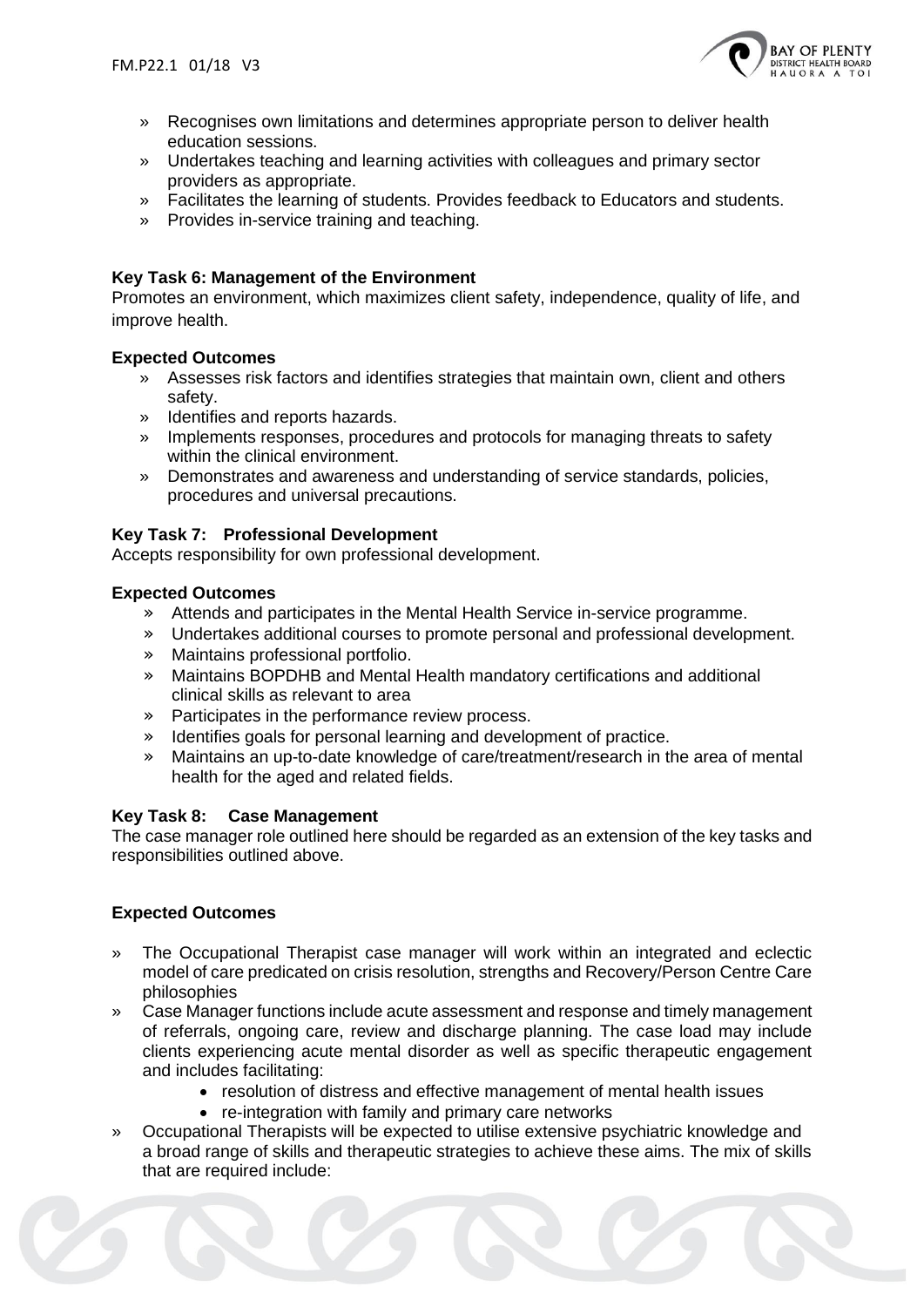- Recognises own limitations and determines appropriate person to deliver health education sessions.
- Undertakes teaching and learning activities with colleagues and primary sector providers as appropriate.
- Facilitates the learning of students. Provides feedback to Educators and students.
- Provides in-service training and teaching.

**Key Task 6: Management of the Environment**

Promotes an environment, which maximizes client safety, independence, quality of life, and improve health.

**Expected Outcomes**

- Assesses risk factors and identifies strategies that maintain own, client and others safety.
- Identifies and reports hazards.
- Implements responses, procedures and protocols for managing threats to safety within the clinical environment.
- Demonstrates and awareness and understanding of service standards, policies, procedures and universal precautions.

**Key Task 7: Professional Development**

Accepts responsibility for own professional development.

**Expected Outcomes**

- Attends and participates in the Mental Health Service in-service programme.
- Undertakes additional courses to promote personal and professional development.
- Maintains professional portfolio.
- Maintains BOPDHB and Mental Health mandatory certifications and additional clinical skills as relevant to area
- Participates in the performance review process.
- Identifies goals for personal learning and development of practice.
- Maintains an up-to-date knowledge of care/treatment/research in the area of mental health for the aged and related fields.

**Key Task 8: Case Management**

The case manager role outlined here should be regarded as an extension of the key tasks and responsibilities outlined above.

**Expected Outcomes**

- The Occupational Therapist case manager will work within an integrated and eclectic model of care predicated on crisis resolution, strengths and Recovery/Person Centre Care philosophies
- Case Manager functions include acute assessment and response and timely management of referrals, ongoing care, review and discharge planning. The case load may include clients experiencing acute mental disorder as well as specific therapeutic engagement and includes facilitating:
  - resolution of distress and effective management of mental health issues
  - re-integration with family and primary care networks
- Occupational Therapists will be expected to utilise extensive psychiatric knowledge and a broad range of skills and therapeutic strategies to achieve these aims. The mix of skills that are required include: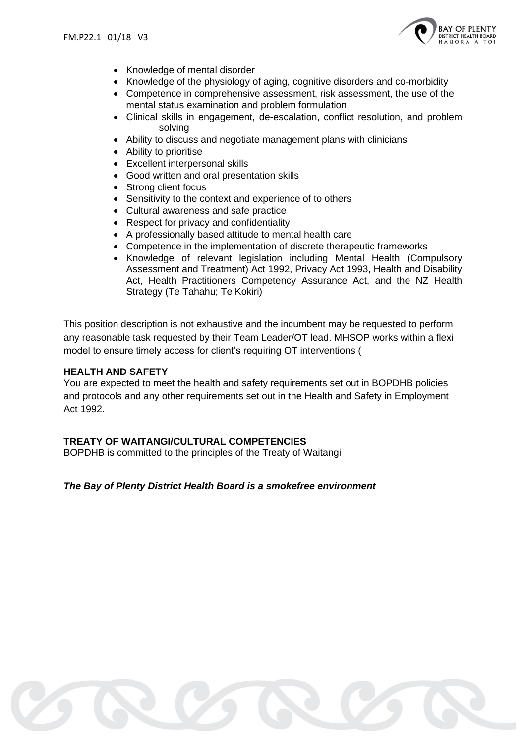- Knowledge of mental disorder
- Knowledge of the physiology of aging, cognitive disorders and co-morbidity
- Competence in comprehensive assessment, risk assessment, the use of the mental status examination and problem formulation
- Clinical skills in engagement, de-escalation, conflict resolution, and problem solving
- Ability to discuss and negotiate management plans with clinicians
- Ability to prioritise
- Excellent interpersonal skills
- Good written and oral presentation skills
- Strong client focus
- Sensitivity to the context and experience of to others
- Cultural awareness and safe practice
- Respect for privacy and confidentiality
- A professionally based attitude to mental health care
- Competence in the implementation of discrete therapeutic frameworks
- Knowledge of relevant legislation including Mental Health (Compulsory Assessment and Treatment) Act 1992, Privacy Act 1993, Health and Disability Act, Health Practitioners Competency Assurance Act, and the NZ Health Strategy (Te Tahahu; Te Kokiri)

This position description is not exhaustive and the incumbent may be requested to perform any reasonable task requested by their Team Leader/OT lead. MHSOP works within a flexi model to ensure timely access for client's requiring OT interventions (

**HEALTH AND SAFETY**

You are expected to meet the health and safety requirements set out in BOPDHB policies and protocols and any other requirements set out in the Health and Safety in Employment Act 1992.

**TREATY OF WAITANGI/CULTURAL COMPETENCIES**

BOPDHB is committed to the principles of the Treaty of Waitangi

***The Bay of Plenty District Health Board is a smokefree environment***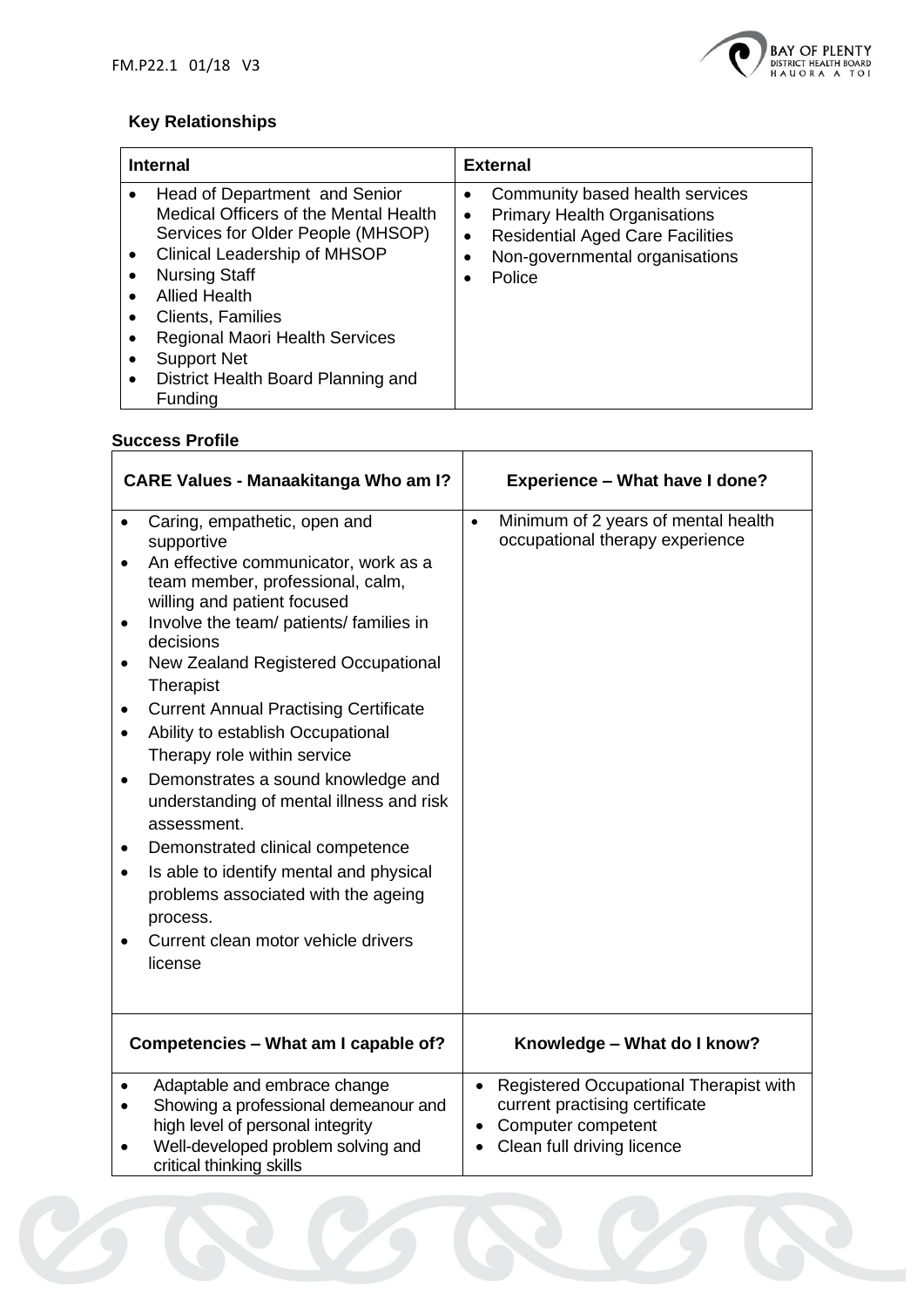### Key Relationships

| Internal | External |
|---|---|
| • Head of Department and Senior Medical Officers of the Mental Health Services for Older People (MHSOP)<br>• Clinical Leadership of MHSOP<br>• Nursing Staff<br>• Allied Health<br>• Clients, Families<br>• Regional Maori Health Services<br>• Support Net<br>• District Health Board Planning and Funding | • Community based health services<br>• Primary Health Organisations<br>• Residential Aged Care Facilities<br>• Non-governmental organisations<br>• Police |

### Success Profile

| CARE Values - Manaakitanga Who am I? | Experience – What have I done? |
|---|---|
| • Caring, empathetic, open and supportive<br>• An effective communicator, work as a team member, professional, calm, willing and patient focused<br>• Involve the team/ patients/ families in decisions<br>• New Zealand Registered Occupational Therapist<br>• Current Annual Practising Certificate<br>• Ability to establish Occupational Therapy role within service<br>• Demonstrates a sound knowledge and understanding of mental illness and risk assessment.<br>• Demonstrated clinical competence<br>• Is able to identify mental and physical problems associated with the ageing process.<br>• Current clean motor vehicle drivers license | • Minimum of 2 years of mental health occupational therapy experience |
| **Competencies – What am I capable of?** | **Knowledge – What do I know?** |
| • Adaptable and embrace change<br>• Showing a professional demeanour and high level of personal integrity<br>• Well-developed problem solving and critical thinking skills | • Registered Occupational Therapist with current practising certificate<br>• Computer competent<br>• Clean full driving licence |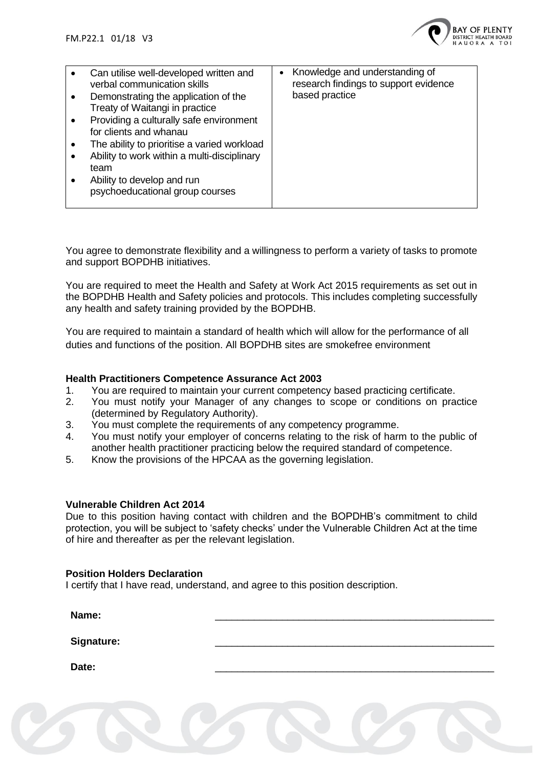| | |
|---|---|
| • Can utilise well-developed written and verbal communication skills<br>• Demonstrating the application of the Treaty of Waitangi in practice<br>• Providing a culturally safe environment for clients and whanau<br>• The ability to prioritise a varied workload<br>• Ability to work within a multi-disciplinary team<br>• Ability to develop and run psychoeducational group courses | • Knowledge and understanding of research findings to support evidence based practice |

You agree to demonstrate flexibility and a willingness to perform a variety of tasks to promote and support BOPDHB initiatives.

You are required to meet the Health and Safety at Work Act 2015 requirements as set out in the BOPDHB Health and Safety policies and protocols. This includes completing successfully any health and safety training provided by the BOPDHB.

You are required to maintain a standard of health which will allow for the performance of all duties and functions of the position. All BOPDHB sites are smokefree environment

**Health Practitioners Competence Assurance Act 2003**

1. You are required to maintain your current competency based practicing certificate.
2. You must notify your Manager of any changes to scope or conditions on practice (determined by Regulatory Authority).
3. You must complete the requirements of any competency programme.
4. You must notify your employer of concerns relating to the risk of harm to the public of another health practitioner practicing below the required standard of competence.
5. Know the provisions of the HPCAA as the governing legislation.

**Vulnerable Children Act 2014**

Due to this position having contact with children and the BOPDHB's commitment to child protection, you will be subject to 'safety checks' under the Vulnerable Children Act at the time of hire and thereafter as per the relevant legislation.

**Position Holders Declaration**

I certify that I have read, understand, and agree to this position description.

**Name:** \_\_\_\_\_\_\_\_\_\_\_\_\_\_\_\_\_\_\_\_\_\_\_\_\_\_\_\_\_\_\_\_\_\_\_\_\_\_\_\_

**Signature:** \_\_\_\_\_\_\_\_\_\_\_\_\_\_\_\_\_\_\_\_\_\_\_\_\_\_\_\_\_\_\_\_\_\_\_\_\_\_\_\_

**Date:** \_\_\_\_\_\_\_\_\_\_\_\_\_\_\_\_\_\_\_\_\_\_\_\_\_\_\_\_\_\_\_\_\_\_\_\_\_\_\_\_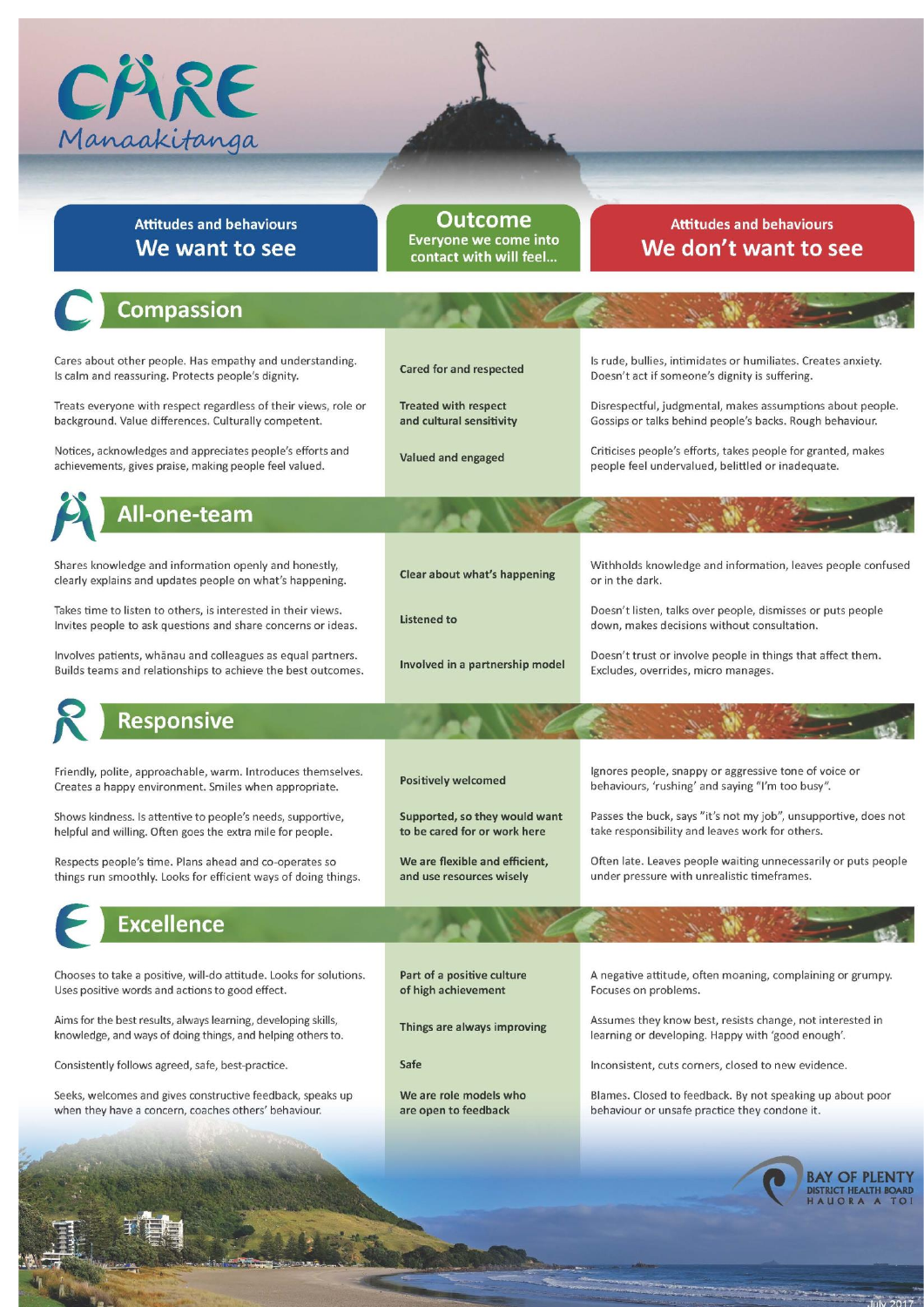# CARE
## Manaakitanga

| Attitudes and behaviours We want to see | Outcome Everyone we come into contact with will feel... | Attitudes and behaviours We don't want to see |
|---|---|---|
| **Compassion** | | |
| Cares about other people. Has empathy and understanding. Is calm and reassuring. Protects people's dignity. | Cared for and respected | Is rude, bullies, intimidates or humiliates. Creates anxiety. Doesn't act if someone's dignity is suffering. |
| Treats everyone with respect regardless of their views, role or background. Value differences. Culturally competent. | Treated with respect and cultural sensitivity | Disrespectful, judgmental, makes assumptions about people. Gossips or talks behind people's backs. Rough behaviour. |
| Notices, acknowledges and appreciates people's efforts and achievements, gives praise, making people feel valued. | Valued and engaged | Criticises people's efforts, takes people for granted, makes people feel undervalued, belittled or inadequate. |
| **All-one-team** | | |
| Shares knowledge and information openly and honestly, clearly explains and updates people on what's happening. | Clear about what's happening | Withholds knowledge and information, leaves people confused or in the dark. |
| Takes time to listen to others, is interested in their views. Invites people to ask questions and share concerns or ideas. | Listened to | Doesn't listen, talks over people, dismisses or puts people down, makes decisions without consultation. |
| Involves patients, whānau and colleagues as equal partners. Builds teams and relationships to achieve the best outcomes. | Involved in a partnership model | Doesn't trust or involve people in things that affect them. Excludes, overrides, micro manages. |
| **Responsive** | | |
| Friendly, polite, approachable, warm. Introduces themselves. Creates a happy environment. Smiles when appropriate. | Positively welcomed | Ignores people, snappy or aggressive tone of voice or behaviours, 'rushing' and saying "I'm too busy". |
| Shows kindness. Is attentive to people's needs, supportive, helpful and willing. Often goes the extra mile for people. | Supported, so they would want to be cared for or work here | Passes the buck, says "it's not my job", unsupportive, does not take responsibility and leaves work for others. |
| Respects people's time. Plans ahead and co-operates so things run smoothly. Looks for efficient ways of doing things. | We are flexible and efficient, and use resources wisely | Often late. Leaves people waiting unnecessarily or puts people under pressure with unrealistic timeframes. |
| **Excellence** | | |
| Chooses to take a positive, will-do attitude. Looks for solutions. Uses positive words and actions to good effect. | Part of a positive culture of high achievement | A negative attitude, often moaning, complaining or grumpy. Focuses on problems. |
| Aims for the best results, always learning, developing skills, knowledge, and ways of doing things, and helping others to. | Things are always improving | Assumes they know best, resists change, not interested in learning or developing. Happy with 'good enough'. |
| Consistently follows agreed, safe, best-practice. | Safe | Inconsistent, cuts corners, closed to new evidence. |
| Seeks, welcomes and gives constructive feedback, speaks up when they have a concern, coaches others' behaviour. | We are role models who are open to feedback | Blames. Closed to feedback. By not speaking up about poor behaviour or unsafe practice they condone it. |

BAY OF PLENTY DISTRICT HEALTH BOARD
HAUORA A TOI

July 2017